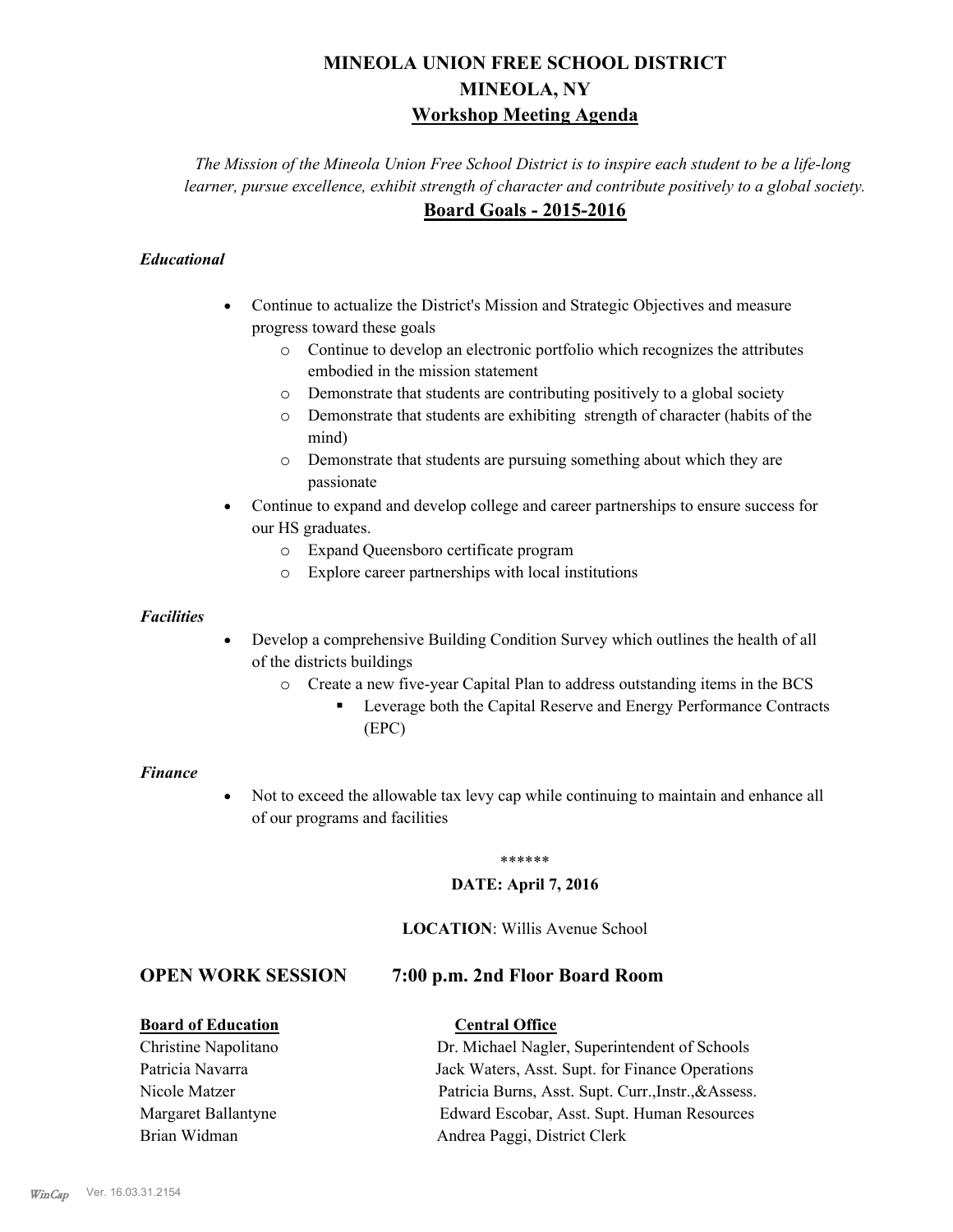# MINEOLA UNION FREE SCHOOL DISTRICT
# MINEOLA, NY
## Workshop Meeting Agenda

*The Mission of the Mineola Union Free School District is to inspire each student to be a life-long learner, pursue excellence, exhibit strength of character and contribute positively to a global society.*

## Board Goals - 2015-2016

***Educational***

- Continue to actualize the District's Mission and Strategic Objectives and measure progress toward these goals
    - Continue to develop an electronic portfolio which recognizes the attributes embodied in the mission statement
    - Demonstrate that students are contributing positively to a global society
    - Demonstrate that students are exhibiting strength of character (habits of the mind)
    - Demonstrate that students are pursuing something about which they are passionate
- Continue to expand and develop college and career partnerships to ensure success for our HS graduates.
    - Expand Queensboro certificate program
    - Explore career partnerships with local institutions

***Facilities***

- Develop a comprehensive Building Condition Survey which outlines the health of all of the districts buildings
    - Create a new five-year Capital Plan to address outstanding items in the BCS
        - Leverage both the Capital Reserve and Energy Performance Contracts (EPC)

***Finance***

- Not to exceed the allowable tax levy cap while continuing to maintain and enhance all of our programs and facilities

\*\*\*\*\*\*

**DATE: April 7, 2016**

**LOCATION**: Willis Avenue School

## OPEN WORK SESSION 7:00 p.m. 2nd Floor Board Room

| **Board of Education** | **Central Office** |
|---|---|
| Christine Napolitano | Dr. Michael Nagler, Superintendent of Schools |
| Patricia Navarra | Jack Waters, Asst. Supt. for Finance Operations |
| Nicole Matzer | Patricia Burns, Asst. Supt. Curr.,Instr.,&Assess. |
| Margaret Ballantyne | Edward Escobar, Asst. Supt. Human Resources |
| Brian Widman | Andrea Paggi, District Clerk |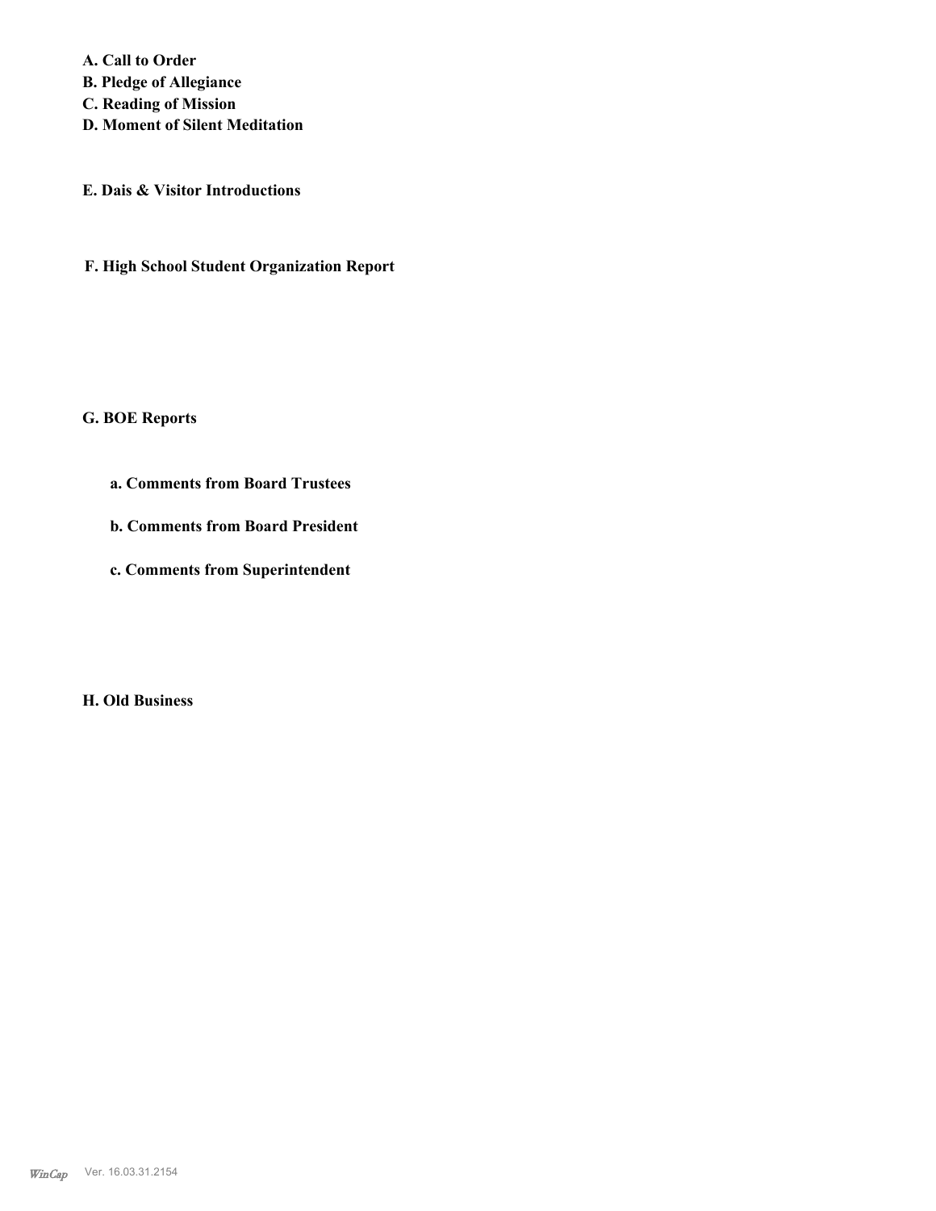**A. Call to Order**
**B. Pledge of Allegiance**
**C. Reading of Mission**
**D. Moment of Silent Meditation**

**E. Dais & Visitor Introductions**

**F. High School Student Organization Report**

**G. BOE Reports**

**a. Comments from Board Trustees**

**b. Comments from Board President**

**c. Comments from Superintendent**

**H. Old Business**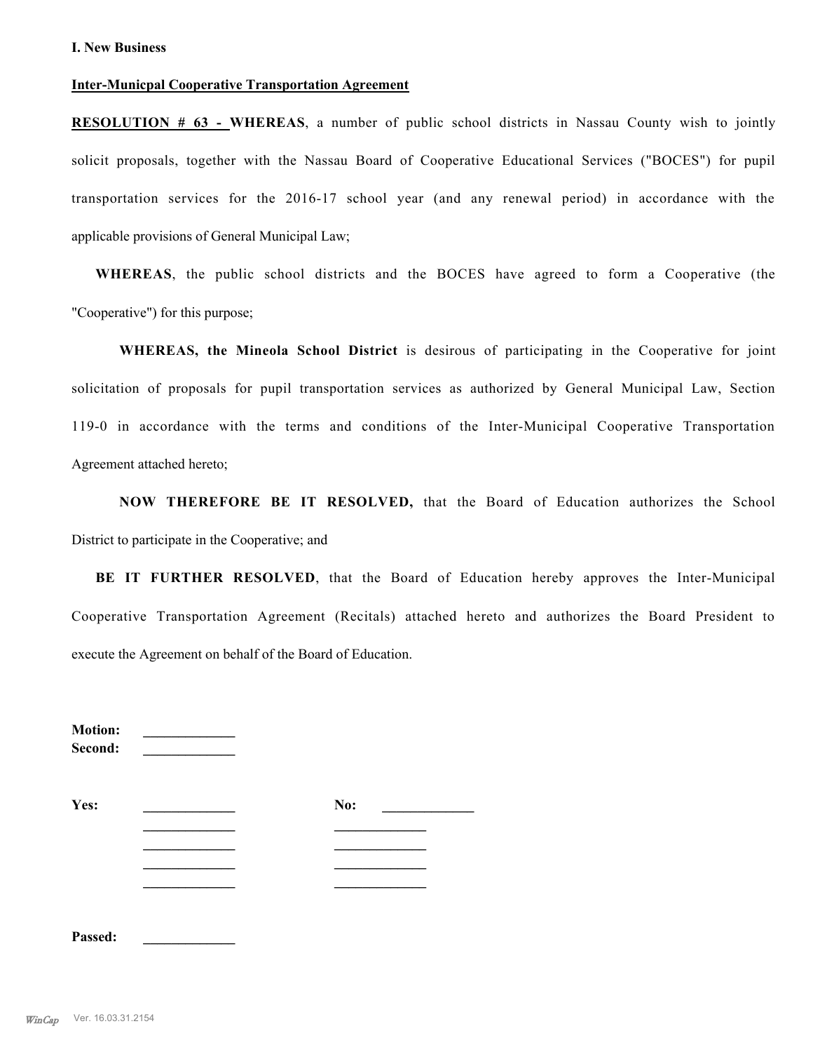**I. New Business**

**Inter-Municpal Cooperative Transportation Agreement**

**RESOLUTION # 63 - WHEREAS**, a number of public school districts in Nassau County wish to jointly solicit proposals, together with the Nassau Board of Cooperative Educational Services ("BOCES") for pupil transportation services for the 2016-17 school year (and any renewal period) in accordance with the applicable provisions of General Municipal Law;

**WHEREAS**, the public school districts and the BOCES have agreed to form a Cooperative (the "Cooperative") for this purpose;

**WHEREAS, the Mineola School District** is desirous of participating in the Cooperative for joint solicitation of proposals for pupil transportation services as authorized by General Municipal Law, Section 119-0 in accordance with the terms and conditions of the Inter-Municipal Cooperative Transportation Agreement attached hereto;

**NOW THEREFORE BE IT RESOLVED,** that the Board of Education authorizes the School District to participate in the Cooperative; and

**BE IT FURTHER RESOLVED**, that the Board of Education hereby approves the Inter-Municipal Cooperative Transportation Agreement (Recitals) attached hereto and authorizes the Board President to execute the Agreement on behalf of the Board of Education.

**Motion:** _____________
**Second:** _____________

**Yes:** _____________ **No:** _____________
_____________ _____________
_____________ _____________
_____________ _____________
_____________ _____________

**Passed:** _____________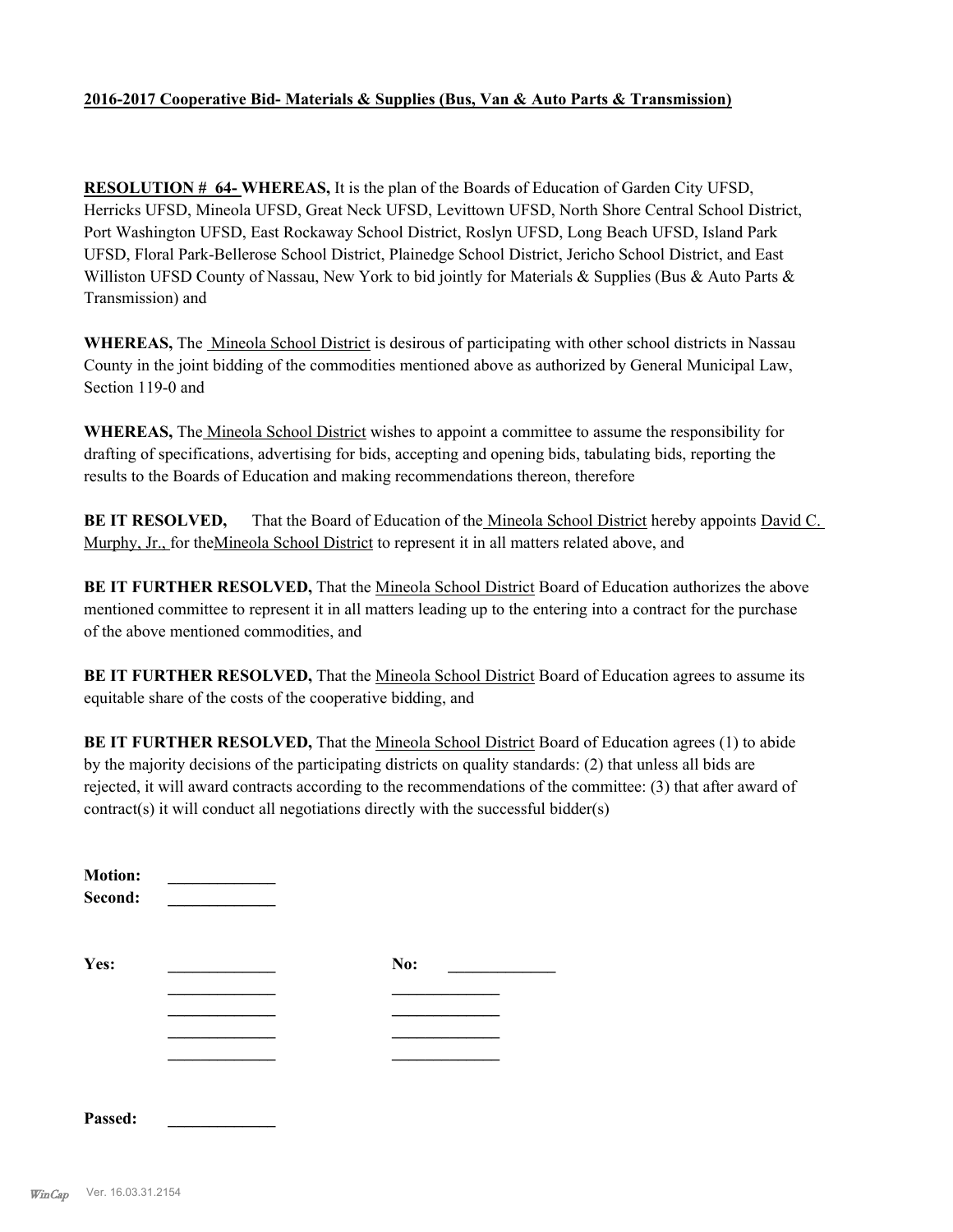**2016-2017 Cooperative Bid- Materials & Supplies (Bus, Van & Auto Parts & Transmission)**

**RESOLUTION # 64- WHEREAS,** It is the plan of the Boards of Education of Garden City UFSD, Herricks UFSD, Mineola UFSD, Great Neck UFSD, Levittown UFSD, North Shore Central School District, Port Washington UFSD, East Rockaway School District, Roslyn UFSD, Long Beach UFSD, Island Park UFSD, Floral Park-Bellerose School District, Plainedge School District, Jericho School District, and East Williston UFSD County of Nassau, New York to bid jointly for Materials & Supplies (Bus & Auto Parts & Transmission) and

**WHEREAS,** The Mineola School District is desirous of participating with other school districts in Nassau County in the joint bidding of the commodities mentioned above as authorized by General Municipal Law, Section 119-0 and

**WHEREAS,** The Mineola School District wishes to appoint a committee to assume the responsibility for drafting of specifications, advertising for bids, accepting and opening bids, tabulating bids, reporting the results to the Boards of Education and making recommendations thereon, therefore

**BE IT RESOLVED,** That the Board of Education of the Mineola School District hereby appoints David C. Murphy, Jr., for theMineola School District to represent it in all matters related above, and

**BE IT FURTHER RESOLVED,** That the Mineola School District Board of Education authorizes the above mentioned committee to represent it in all matters leading up to the entering into a contract for the purchase of the above mentioned commodities, and

**BE IT FURTHER RESOLVED,** That the Mineola School District Board of Education agrees to assume its equitable share of the costs of the cooperative bidding, and

**BE IT FURTHER RESOLVED,** That the Mineola School District Board of Education agrees (1) to abide by the majority decisions of the participating districts on quality standards: (2) that unless all bids are rejected, it will award contracts according to the recommendations of the committee: (3) that after award of contract(s) it will conduct all negotiations directly with the successful bidder(s)

**Motion:** _____________
**Second:** _____________

**Yes:** _____________ **No:** _____________
_____________ _____________
_____________ _____________
_____________ _____________
_____________ _____________

**Passed:** _____________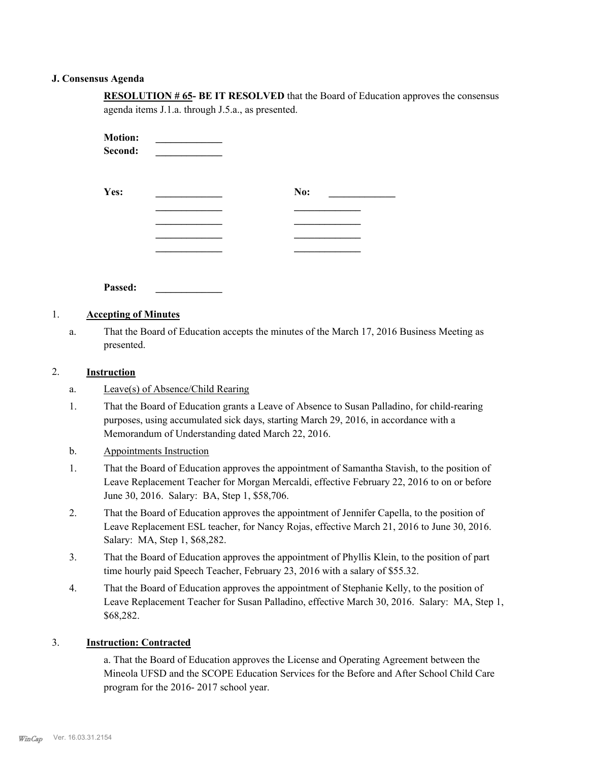## J. Consensus Agenda

**RESOLUTION # 65- BE IT RESOLVED** that the Board of Education approves the consensus agenda items J.1.a. through J.5.a., as presented.

**Motion:** _____________
**Second:** _____________

**Yes:** _____________ **No:** _____________
_____________ _____________
_____________ _____________
_____________ _____________
_____________ _____________

**Passed:** _____________

1. **Accepting of Minutes**

   a. That the Board of Education accepts the minutes of the March 17, 2016 Business Meeting as presented.

2. **Instruction**

   a. Leave(s) of Absence/Child Rearing

   1. That the Board of Education grants a Leave of Absence to Susan Palladino, for child-rearing purposes, using accumulated sick days, starting March 29, 2016, in accordance with a Memorandum of Understanding dated March 22, 2016.

   b. Appointments Instruction

   1. That the Board of Education approves the appointment of Samantha Stavish, to the position of Leave Replacement Teacher for Morgan Mercaldi, effective February 22, 2016 to on or before June 30, 2016. Salary: BA, Step 1, $58,706.
   2. That the Board of Education approves the appointment of Jennifer Capella, to the position of Leave Replacement ESL teacher, for Nancy Rojas, effective March 21, 2016 to June 30, 2016. Salary: MA, Step 1, $68,282.
   3. That the Board of Education approves the appointment of Phyllis Klein, to the position of part time hourly paid Speech Teacher, February 23, 2016 with a salary of $55.32.
   4. That the Board of Education approves the appointment of Stephanie Kelly, to the position of Leave Replacement Teacher for Susan Palladino, effective March 30, 2016. Salary: MA, Step 1, $68,282.

3. **Instruction: Contracted**

   a. That the Board of Education approves the License and Operating Agreement between the Mineola UFSD and the SCOPE Education Services for the Before and After School Child Care program for the 2016- 2017 school year.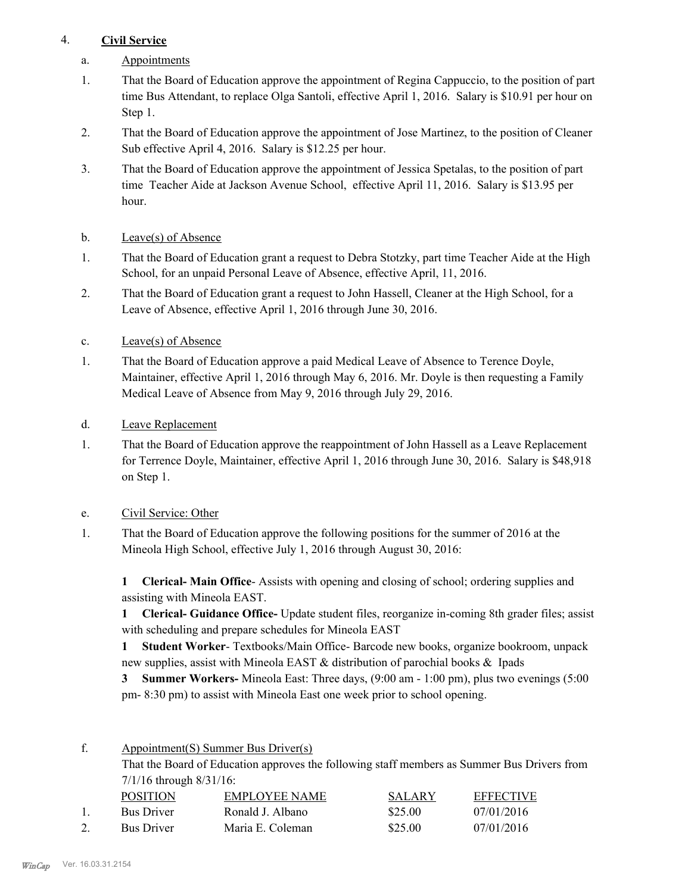4. **Civil Service**

a. Appointments

1. That the Board of Education approve the appointment of Regina Cappuccio, to the position of part time Bus Attendant, to replace Olga Santoli, effective April 1, 2016. Salary is $10.91 per hour on Step 1.

2. That the Board of Education approve the appointment of Jose Martinez, to the position of Cleaner Sub effective April 4, 2016. Salary is $12.25 per hour.

3. That the Board of Education approve the appointment of Jessica Spetalas, to the position of part time Teacher Aide at Jackson Avenue School, effective April 11, 2016. Salary is $13.95 per hour.

b. Leave(s) of Absence

1. That the Board of Education grant a request to Debra Stotzky, part time Teacher Aide at the High School, for an unpaid Personal Leave of Absence, effective April, 11, 2016.

2. That the Board of Education grant a request to John Hassell, Cleaner at the High School, for a Leave of Absence, effective April 1, 2016 through June 30, 2016.

c. Leave(s) of Absence

1. That the Board of Education approve a paid Medical Leave of Absence to Terence Doyle, Maintainer, effective April 1, 2016 through May 6, 2016. Mr. Doyle is then requesting a Family Medical Leave of Absence from May 9, 2016 through July 29, 2016.

d. Leave Replacement

1. That the Board of Education approve the reappointment of John Hassell as a Leave Replacement for Terrence Doyle, Maintainer, effective April 1, 2016 through June 30, 2016. Salary is $48,918 on Step 1.

e. Civil Service: Other

1. That the Board of Education approve the following positions for the summer of 2016 at the Mineola High School, effective July 1, 2016 through August 30, 2016:

**1 Clerical- Main Office**- Assists with opening and closing of school; ordering supplies and assisting with Mineola EAST.

**1 Clerical- Guidance Office-** Update student files, reorganize in-coming 8th grader files; assist with scheduling and prepare schedules for Mineola EAST

**1 Student Worker**- Textbooks/Main Office- Barcode new books, organize bookroom, unpack new supplies, assist with Mineola EAST & distribution of parochial books & Ipads

**3 Summer Workers-** Mineola East: Three days, (9:00 am - 1:00 pm), plus two evenings (5:00 pm- 8:30 pm) to assist with Mineola East one week prior to school opening.

f. Appointment(S) Summer Bus Driver(s)

That the Board of Education approves the following staff members as Summer Bus Drivers from 7/1/16 through 8/31/16:

| | POSITION | EMPLOYEE NAME | SALARY | EFFECTIVE |
|---|---|---|---|---|
| 1. | Bus Driver | Ronald J. Albano | $25.00 | 07/01/2016 |
| 2. | Bus Driver | Maria E. Coleman | $25.00 | 07/01/2016 |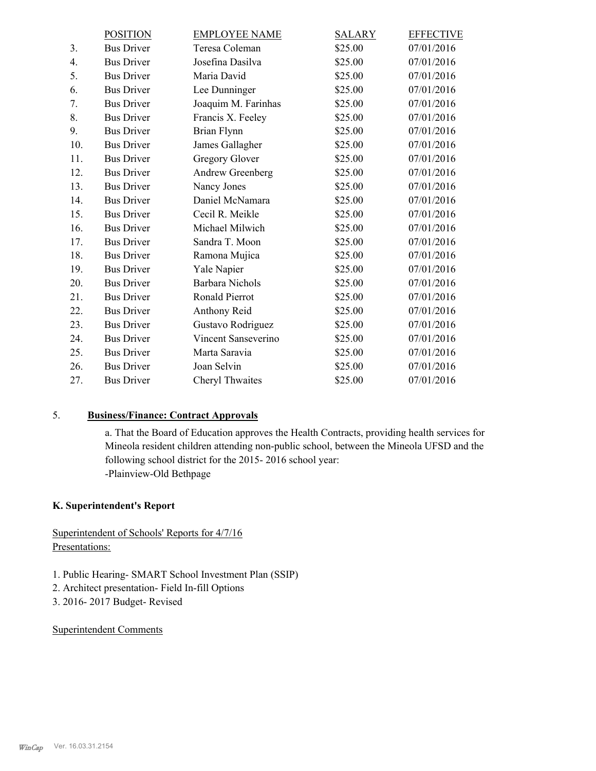| | POSITION | EMPLOYEE NAME | SALARY | EFFECTIVE |
|---|---|---|---|---|
| 3. | Bus Driver | Teresa Coleman | $25.00 | 07/01/2016 |
| 4. | Bus Driver | Josefina Dasilva | $25.00 | 07/01/2016 |
| 5. | Bus Driver | Maria David | $25.00 | 07/01/2016 |
| 6. | Bus Driver | Lee Dunninger | $25.00 | 07/01/2016 |
| 7. | Bus Driver | Joaquim M. Farinhas | $25.00 | 07/01/2016 |
| 8. | Bus Driver | Francis X. Feeley | $25.00 | 07/01/2016 |
| 9. | Bus Driver | Brian Flynn | $25.00 | 07/01/2016 |
| 10. | Bus Driver | James Gallagher | $25.00 | 07/01/2016 |
| 11. | Bus Driver | Gregory Glover | $25.00 | 07/01/2016 |
| 12. | Bus Driver | Andrew Greenberg | $25.00 | 07/01/2016 |
| 13. | Bus Driver | Nancy Jones | $25.00 | 07/01/2016 |
| 14. | Bus Driver | Daniel McNamara | $25.00 | 07/01/2016 |
| 15. | Bus Driver | Cecil R. Meikle | $25.00 | 07/01/2016 |
| 16. | Bus Driver | Michael Milwich | $25.00 | 07/01/2016 |
| 17. | Bus Driver | Sandra T. Moon | $25.00 | 07/01/2016 |
| 18. | Bus Driver | Ramona Mujica | $25.00 | 07/01/2016 |
| 19. | Bus Driver | Yale Napier | $25.00 | 07/01/2016 |
| 20. | Bus Driver | Barbara Nichols | $25.00 | 07/01/2016 |
| 21. | Bus Driver | Ronald Pierrot | $25.00 | 07/01/2016 |
| 22. | Bus Driver | Anthony Reid | $25.00 | 07/01/2016 |
| 23. | Bus Driver | Gustavo Rodriguez | $25.00 | 07/01/2016 |
| 24. | Bus Driver | Vincent Sanseverino | $25.00 | 07/01/2016 |
| 25. | Bus Driver | Marta Saravia | $25.00 | 07/01/2016 |
| 26. | Bus Driver | Joan Selvin | $25.00 | 07/01/2016 |
| 27. | Bus Driver | Cheryl Thwaites | $25.00 | 07/01/2016 |

5. **Business/Finance: Contract Approvals**

a. That the Board of Education approves the Health Contracts, providing health services for Mineola resident children attending non-public school, between the Mineola UFSD and the following school district for the 2015- 2016 school year:
-Plainview-Old Bethpage

**K. Superintendent's Report**

Superintendent of Schools' Reports for 4/7/16
Presentations:

1. Public Hearing- SMART School Investment Plan (SSIP)
2. Architect presentation- Field In-fill Options
3. 2016- 2017 Budget- Revised

Superintendent Comments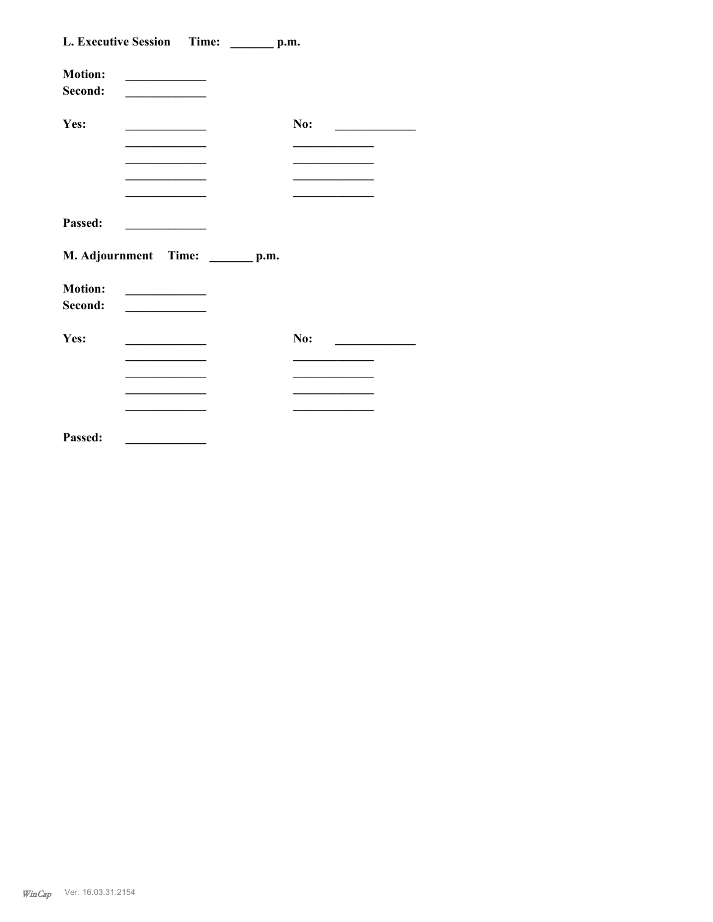**L. Executive Session     Time: _______ p.m.**

**Motion:** _____________
**Second:** _____________

**Yes:** _____________          **No:** _____________
_____________          _____________
_____________          _____________
_____________          _____________
_____________          _____________

**Passed:** _____________

**M. Adjournment     Time: _______ p.m.**

**Motion:** _____________
**Second:** _____________

**Yes:** _____________          **No:** _____________
_____________          _____________
_____________          _____________
_____________          _____________
_____________          _____________

**Passed:** _____________

*WinCap* Ver. 16.03.31.2154